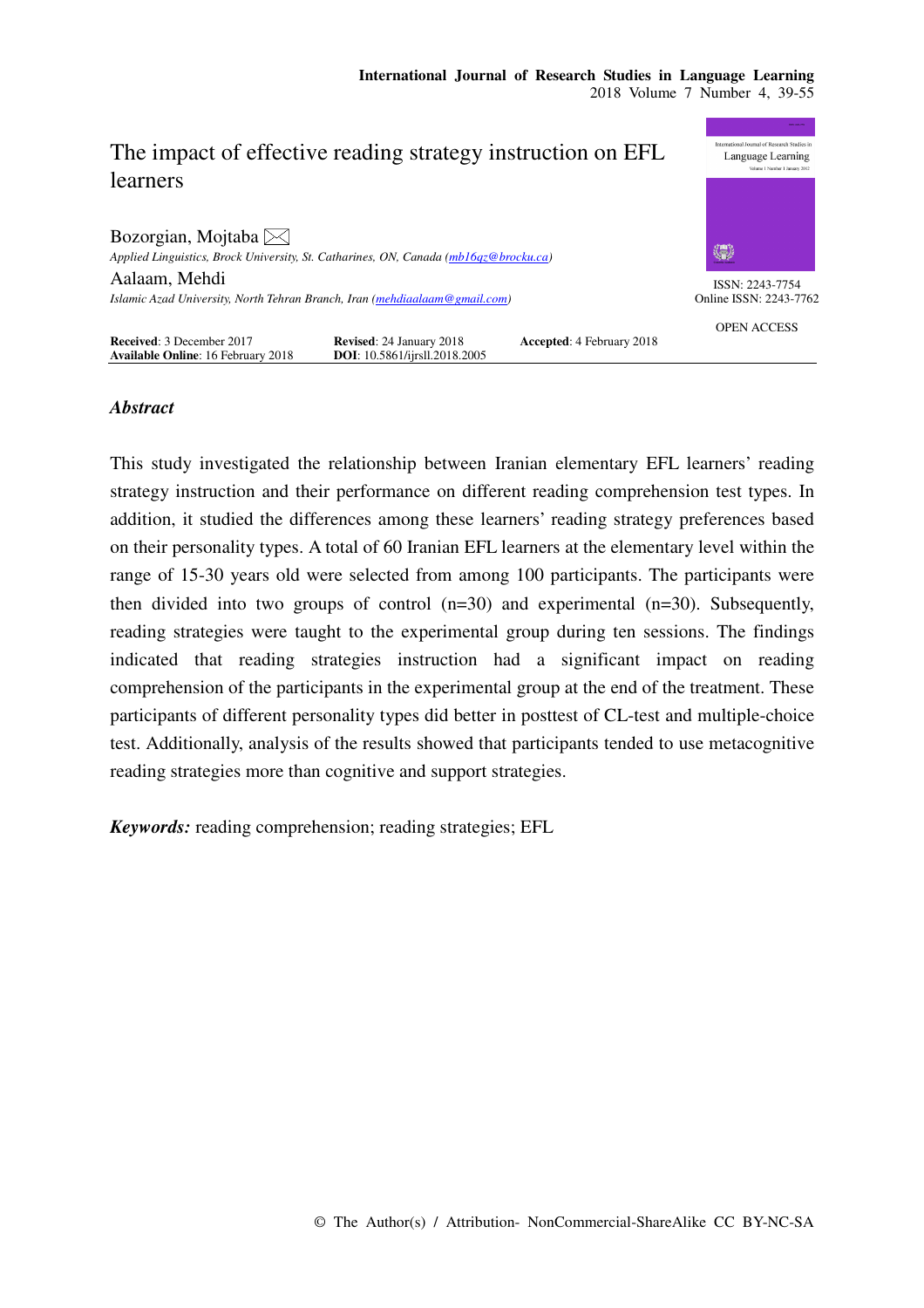# The impact of effective reading strategy instruction on EFL learners

Bozorgian, Mojtaba

*Applied Linguistics, Brock University, St. Catharines, ON, Canada (mb16qz@brocku.ca)*

Aalaam, Mehdi

*Islamic Azad University, North Tehran Branch, Iran (mehdiaalaam@gmail.com)*

ISSN: 2243-7754
Online ISSN: 2243-7762

OPEN ACCESS

**Received**: 3 December 2017 **Revised**: 24 January 2018 **Accepted**: 4 February 2018
**Available Online**: 16 February 2018 **DOI**: 10.5861/ijrsll.2018.2005

## *Abstract*

This study investigated the relationship between Iranian elementary EFL learners' reading strategy instruction and their performance on different reading comprehension test types. In addition, it studied the differences among these learners' reading strategy preferences based on their personality types. A total of 60 Iranian EFL learners at the elementary level within the range of 15-30 years old were selected from among 100 participants. The participants were then divided into two groups of control (n=30) and experimental (n=30). Subsequently, reading strategies were taught to the experimental group during ten sessions. The findings indicated that reading strategies instruction had a significant impact on reading comprehension of the participants in the experimental group at the end of the treatment. These participants of different personality types did better in posttest of CL-test and multiple-choice test. Additionally, analysis of the results showed that participants tended to use metacognitive reading strategies more than cognitive and support strategies.

***Keywords:*** reading comprehension; reading strategies; EFL

© The Author(s) / Attribution- NonCommercial-ShareAlike CC BY-NC-SA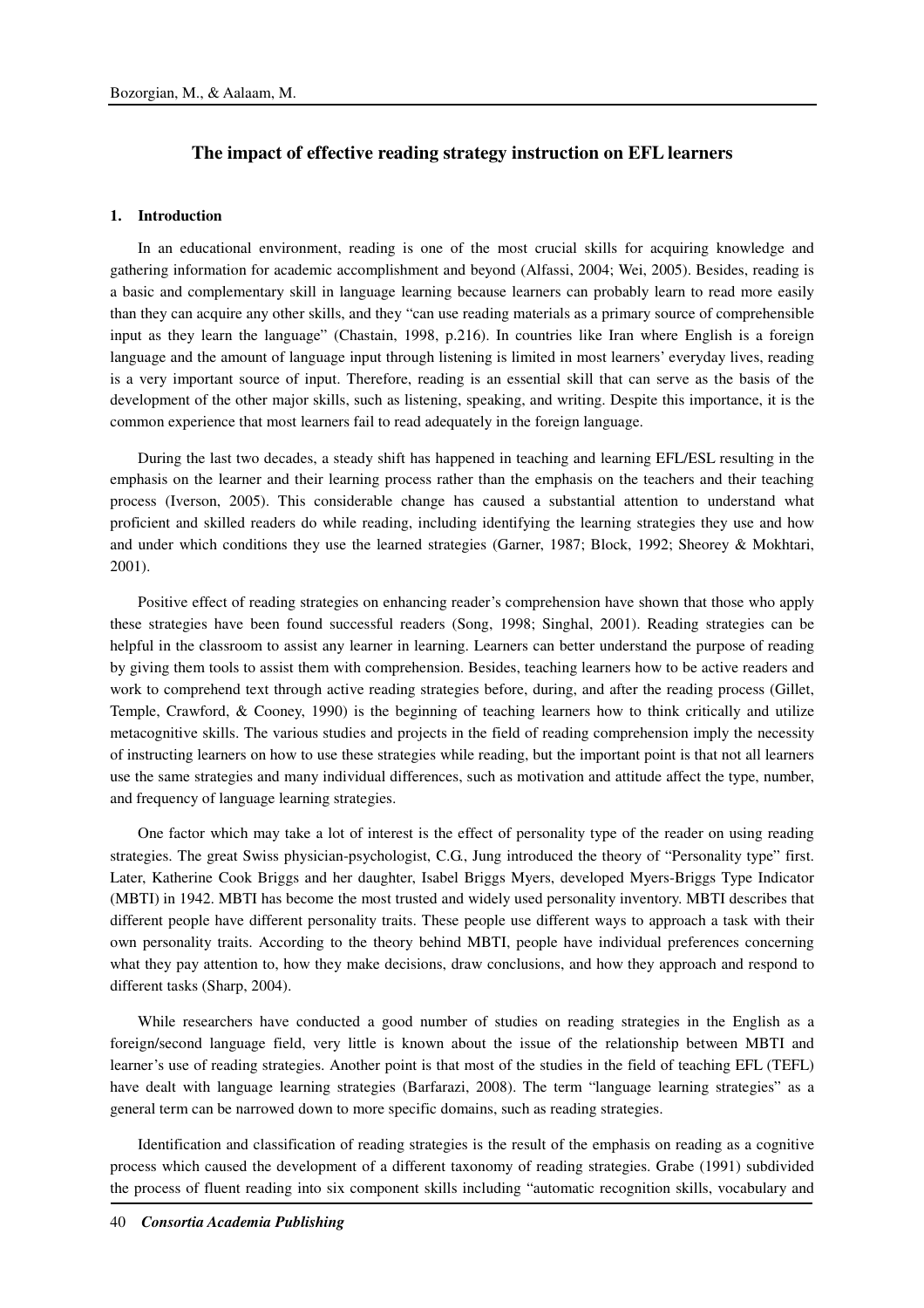## The impact of effective reading strategy instruction on EFL learners

### 1. Introduction

In an educational environment, reading is one of the most crucial skills for acquiring knowledge and gathering information for academic accomplishment and beyond (Alfassi, 2004; Wei, 2005). Besides, reading is a basic and complementary skill in language learning because learners can probably learn to read more easily than they can acquire any other skills, and they "can use reading materials as a primary source of comprehensible input as they learn the language" (Chastain, 1998, p.216). In countries like Iran where English is a foreign language and the amount of language input through listening is limited in most learners' everyday lives, reading is a very important source of input. Therefore, reading is an essential skill that can serve as the basis of the development of the other major skills, such as listening, speaking, and writing. Despite this importance, it is the common experience that most learners fail to read adequately in the foreign language.

During the last two decades, a steady shift has happened in teaching and learning EFL/ESL resulting in the emphasis on the learner and their learning process rather than the emphasis on the teachers and their teaching process (Iverson, 2005). This considerable change has caused a substantial attention to understand what proficient and skilled readers do while reading, including identifying the learning strategies they use and how and under which conditions they use the learned strategies (Garner, 1987; Block, 1992; Sheorey & Mokhtari, 2001).

Positive effect of reading strategies on enhancing reader's comprehension have shown that those who apply these strategies have been found successful readers (Song, 1998; Singhal, 2001). Reading strategies can be helpful in the classroom to assist any learner in learning. Learners can better understand the purpose of reading by giving them tools to assist them with comprehension. Besides, teaching learners how to be active readers and work to comprehend text through active reading strategies before, during, and after the reading process (Gillet, Temple, Crawford, & Cooney, 1990) is the beginning of teaching learners how to think critically and utilize metacognitive skills. The various studies and projects in the field of reading comprehension imply the necessity of instructing learners on how to use these strategies while reading, but the important point is that not all learners use the same strategies and many individual differences, such as motivation and attitude affect the type, number, and frequency of language learning strategies.

One factor which may take a lot of interest is the effect of personality type of the reader on using reading strategies. The great Swiss physician-psychologist, C.G., Jung introduced the theory of "Personality type" first. Later, Katherine Cook Briggs and her daughter, Isabel Briggs Myers, developed Myers-Briggs Type Indicator (MBTI) in 1942. MBTI has become the most trusted and widely used personality inventory. MBTI describes that different people have different personality traits. These people use different ways to approach a task with their own personality traits. According to the theory behind MBTI, people have individual preferences concerning what they pay attention to, how they make decisions, draw conclusions, and how they approach and respond to different tasks (Sharp, 2004).

While researchers have conducted a good number of studies on reading strategies in the English as a foreign/second language field, very little is known about the issue of the relationship between MBTI and learner's use of reading strategies. Another point is that most of the studies in the field of teaching EFL (TEFL) have dealt with language learning strategies (Barfarazi, 2008). The term "language learning strategies" as a general term can be narrowed down to more specific domains, such as reading strategies.

Identification and classification of reading strategies is the result of the emphasis on reading as a cognitive process which caused the development of a different taxonomy of reading strategies. Grabe (1991) subdivided the process of fluent reading into six component skills including "automatic recognition skills, vocabulary and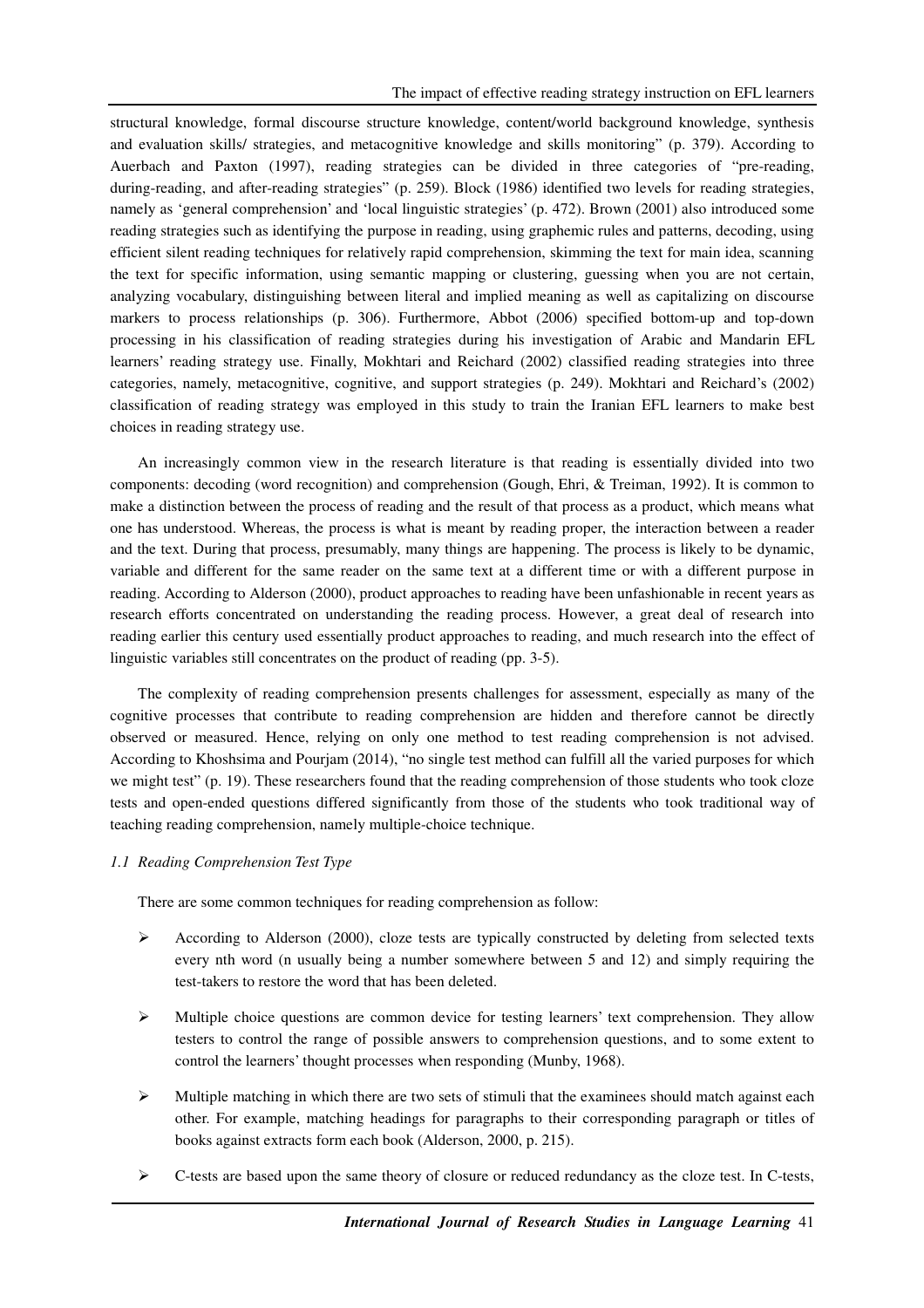structural knowledge, formal discourse structure knowledge, content/world background knowledge, synthesis and evaluation skills/ strategies, and metacognitive knowledge and skills monitoring" (p. 379). According to Auerbach and Paxton (1997), reading strategies can be divided in three categories of "pre-reading, during-reading, and after-reading strategies" (p. 259). Block (1986) identified two levels for reading strategies, namely as 'general comprehension' and 'local linguistic strategies' (p. 472). Brown (2001) also introduced some reading strategies such as identifying the purpose in reading, using graphemic rules and patterns, decoding, using efficient silent reading techniques for relatively rapid comprehension, skimming the text for main idea, scanning the text for specific information, using semantic mapping or clustering, guessing when you are not certain, analyzing vocabulary, distinguishing between literal and implied meaning as well as capitalizing on discourse markers to process relationships (p. 306). Furthermore, Abbot (2006) specified bottom-up and top-down processing in his classification of reading strategies during his investigation of Arabic and Mandarin EFL learners' reading strategy use. Finally, Mokhtari and Reichard (2002) classified reading strategies into three categories, namely, metacognitive, cognitive, and support strategies (p. 249). Mokhtari and Reichard's (2002) classification of reading strategy was employed in this study to train the Iranian EFL learners to make best choices in reading strategy use.

An increasingly common view in the research literature is that reading is essentially divided into two components: decoding (word recognition) and comprehension (Gough, Ehri, & Treiman, 1992). It is common to make a distinction between the process of reading and the result of that process as a product, which means what one has understood. Whereas, the process is what is meant by reading proper, the interaction between a reader and the text. During that process, presumably, many things are happening. The process is likely to be dynamic, variable and different for the same reader on the same text at a different time or with a different purpose in reading. According to Alderson (2000), product approaches to reading have been unfashionable in recent years as research efforts concentrated on understanding the reading process. However, a great deal of research into reading earlier this century used essentially product approaches to reading, and much research into the effect of linguistic variables still concentrates on the product of reading (pp. 3-5).

The complexity of reading comprehension presents challenges for assessment, especially as many of the cognitive processes that contribute to reading comprehension are hidden and therefore cannot be directly observed or measured. Hence, relying on only one method to test reading comprehension is not advised. According to Khoshsima and Pourjam (2014), "no single test method can fulfill all the varied purposes for which we might test" (p. 19). These researchers found that the reading comprehension of those students who took cloze tests and open-ended questions differed significantly from those of the students who took traditional way of teaching reading comprehension, namely multiple-choice technique.

### *1.1 Reading Comprehension Test Type*

There are some common techniques for reading comprehension as follow:

- According to Alderson (2000), cloze tests are typically constructed by deleting from selected texts every nth word (n usually being a number somewhere between 5 and 12) and simply requiring the test-takers to restore the word that has been deleted.
- Multiple choice questions are common device for testing learners' text comprehension. They allow testers to control the range of possible answers to comprehension questions, and to some extent to control the learners' thought processes when responding (Munby, 1968).
- Multiple matching in which there are two sets of stimuli that the examinees should match against each other. For example, matching headings for paragraphs to their corresponding paragraph or titles of books against extracts form each book (Alderson, 2000, p. 215).
- C-tests are based upon the same theory of closure or reduced redundancy as the cloze test. In C-tests,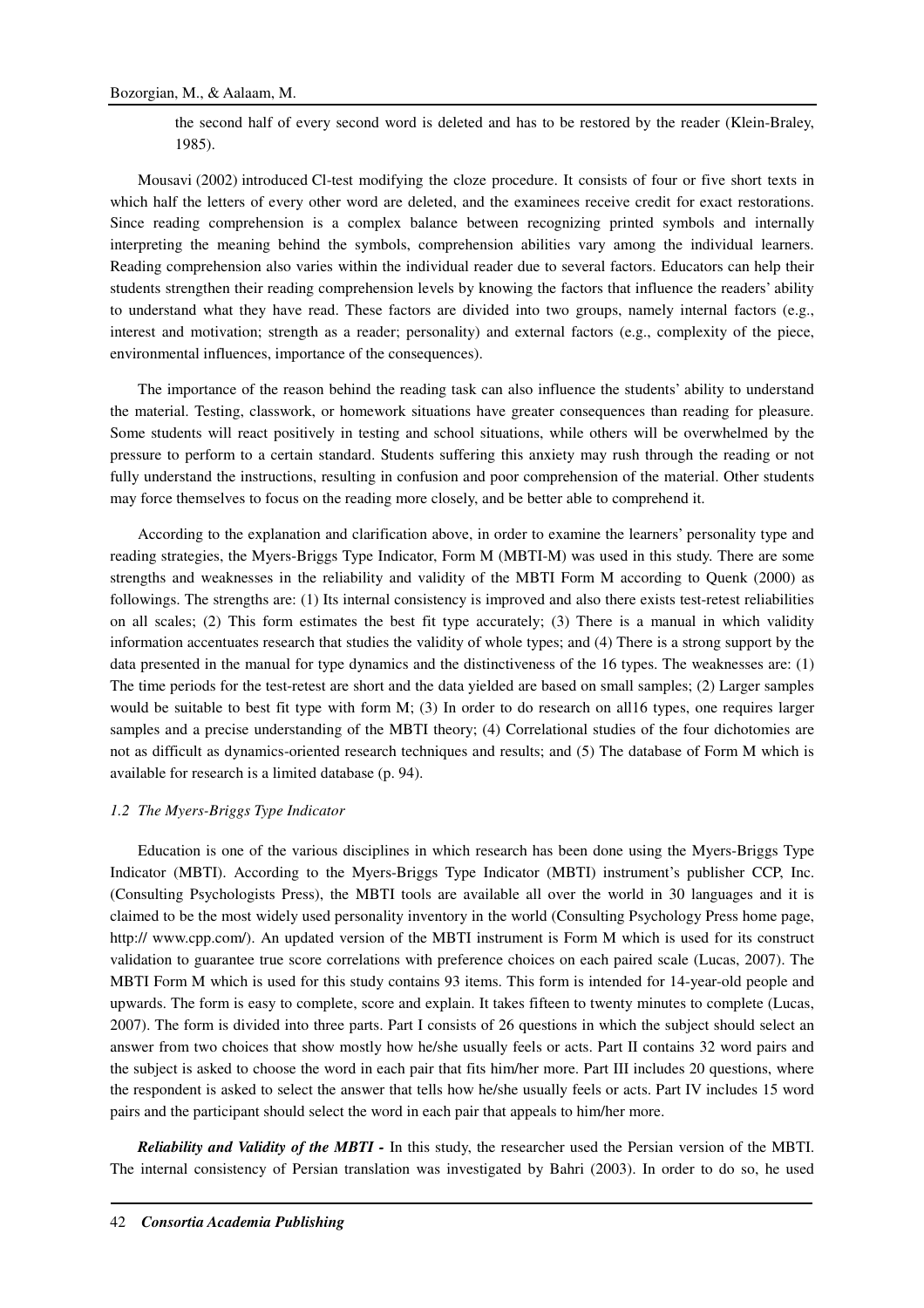the second half of every second word is deleted and has to be restored by the reader (Klein-Braley, 1985).

Mousavi (2002) introduced Cl-test modifying the cloze procedure. It consists of four or five short texts in which half the letters of every other word are deleted, and the examinees receive credit for exact restorations. Since reading comprehension is a complex balance between recognizing printed symbols and internally interpreting the meaning behind the symbols, comprehension abilities vary among the individual learners. Reading comprehension also varies within the individual reader due to several factors. Educators can help their students strengthen their reading comprehension levels by knowing the factors that influence the readers' ability to understand what they have read. These factors are divided into two groups, namely internal factors (e.g., interest and motivation; strength as a reader; personality) and external factors (e.g., complexity of the piece, environmental influences, importance of the consequences).

The importance of the reason behind the reading task can also influence the students' ability to understand the material. Testing, classwork, or homework situations have greater consequences than reading for pleasure. Some students will react positively in testing and school situations, while others will be overwhelmed by the pressure to perform to a certain standard. Students suffering this anxiety may rush through the reading or not fully understand the instructions, resulting in confusion and poor comprehension of the material. Other students may force themselves to focus on the reading more closely, and be better able to comprehend it.

According to the explanation and clarification above, in order to examine the learners' personality type and reading strategies, the Myers-Briggs Type Indicator, Form M (MBTI-M) was used in this study. There are some strengths and weaknesses in the reliability and validity of the MBTI Form M according to Quenk (2000) as followings. The strengths are: (1) Its internal consistency is improved and also there exists test-retest reliabilities on all scales; (2) This form estimates the best fit type accurately; (3) There is a manual in which validity information accentuates research that studies the validity of whole types; and (4) There is a strong support by the data presented in the manual for type dynamics and the distinctiveness of the 16 types. The weaknesses are: (1) The time periods for the test-retest are short and the data yielded are based on small samples; (2) Larger samples would be suitable to best fit type with form M; (3) In order to do research on all16 types, one requires larger samples and a precise understanding of the MBTI theory; (4) Correlational studies of the four dichotomies are not as difficult as dynamics-oriented research techniques and results; and (5) The database of Form M which is available for research is a limited database (p. 94).

### *1.2 The Myers-Briggs Type Indicator*

Education is one of the various disciplines in which research has been done using the Myers-Briggs Type Indicator (MBTI). According to the Myers-Briggs Type Indicator (MBTI) instrument's publisher CCP, Inc. (Consulting Psychologists Press), the MBTI tools are available all over the world in 30 languages and it is claimed to be the most widely used personality inventory in the world (Consulting Psychology Press home page, http:// www.cpp.com/). An updated version of the MBTI instrument is Form M which is used for its construct validation to guarantee true score correlations with preference choices on each paired scale (Lucas, 2007). The MBTI Form M which is used for this study contains 93 items. This form is intended for 14-year-old people and upwards. The form is easy to complete, score and explain. It takes fifteen to twenty minutes to complete (Lucas, 2007). The form is divided into three parts. Part I consists of 26 questions in which the subject should select an answer from two choices that show mostly how he/she usually feels or acts. Part II contains 32 word pairs and the subject is asked to choose the word in each pair that fits him/her more. Part III includes 20 questions, where the respondent is asked to select the answer that tells how he/she usually feels or acts. Part IV includes 15 word pairs and the participant should select the word in each pair that appeals to him/her more.

***Reliability and Validity of the MBTI -*** In this study, the researcher used the Persian version of the MBTI. The internal consistency of Persian translation was investigated by Bahri (2003). In order to do so, he used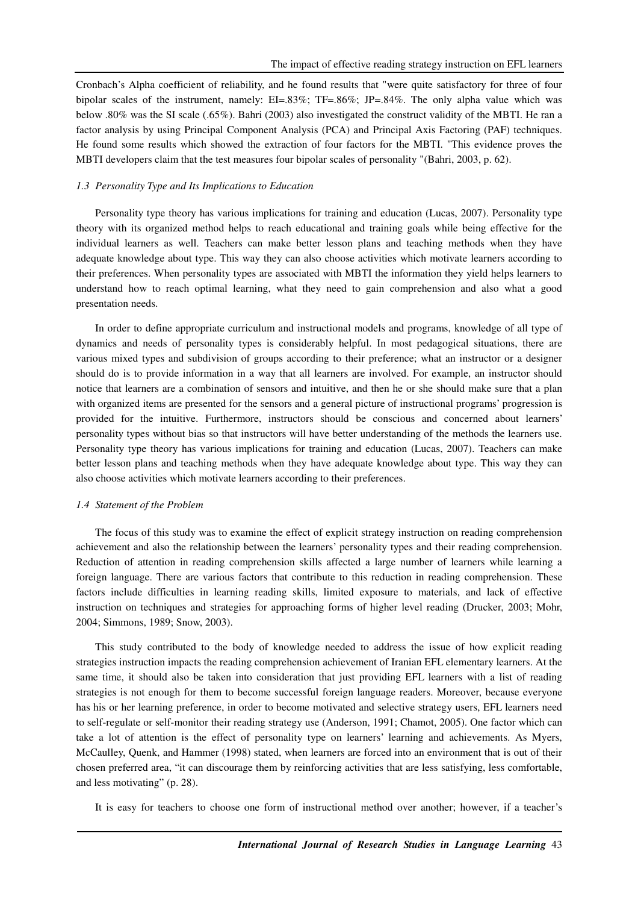Cronbach's Alpha coefficient of reliability, and he found results that "were quite satisfactory for three of four bipolar scales of the instrument, namely: EI=.83%; TF=.86%; JP=.84%. The only alpha value which was below .80% was the SI scale (.65%). Bahri (2003) also investigated the construct validity of the MBTI. He ran a factor analysis by using Principal Component Analysis (PCA) and Principal Axis Factoring (PAF) techniques. He found some results which showed the extraction of four factors for the MBTI. "This evidence proves the MBTI developers claim that the test measures four bipolar scales of personality "(Bahri, 2003, p. 62).

### *1.3 Personality Type and Its Implications to Education*

Personality type theory has various implications for training and education (Lucas, 2007). Personality type theory with its organized method helps to reach educational and training goals while being effective for the individual learners as well. Teachers can make better lesson plans and teaching methods when they have adequate knowledge about type. This way they can also choose activities which motivate learners according to their preferences. When personality types are associated with MBTI the information they yield helps learners to understand how to reach optimal learning, what they need to gain comprehension and also what a good presentation needs.

In order to define appropriate curriculum and instructional models and programs, knowledge of all type of dynamics and needs of personality types is considerably helpful. In most pedagogical situations, there are various mixed types and subdivision of groups according to their preference; what an instructor or a designer should do is to provide information in a way that all learners are involved. For example, an instructor should notice that learners are a combination of sensors and intuitive, and then he or she should make sure that a plan with organized items are presented for the sensors and a general picture of instructional programs' progression is provided for the intuitive. Furthermore, instructors should be conscious and concerned about learners' personality types without bias so that instructors will have better understanding of the methods the learners use. Personality type theory has various implications for training and education (Lucas, 2007). Teachers can make better lesson plans and teaching methods when they have adequate knowledge about type. This way they can also choose activities which motivate learners according to their preferences.

### *1.4 Statement of the Problem*

The focus of this study was to examine the effect of explicit strategy instruction on reading comprehension achievement and also the relationship between the learners' personality types and their reading comprehension. Reduction of attention in reading comprehension skills affected a large number of learners while learning a foreign language. There are various factors that contribute to this reduction in reading comprehension. These factors include difficulties in learning reading skills, limited exposure to materials, and lack of effective instruction on techniques and strategies for approaching forms of higher level reading (Drucker, 2003; Mohr, 2004; Simmons, 1989; Snow, 2003).

This study contributed to the body of knowledge needed to address the issue of how explicit reading strategies instruction impacts the reading comprehension achievement of Iranian EFL elementary learners. At the same time, it should also be taken into consideration that just providing EFL learners with a list of reading strategies is not enough for them to become successful foreign language readers. Moreover, because everyone has his or her learning preference, in order to become motivated and selective strategy users, EFL learners need to self-regulate or self-monitor their reading strategy use (Anderson, 1991; Chamot, 2005). One factor which can take a lot of attention is the effect of personality type on learners' learning and achievements. As Myers, McCaulley, Quenk, and Hammer (1998) stated, when learners are forced into an environment that is out of their chosen preferred area, "it can discourage them by reinforcing activities that are less satisfying, less comfortable, and less motivating" (p. 28).

It is easy for teachers to choose one form of instructional method over another; however, if a teacher's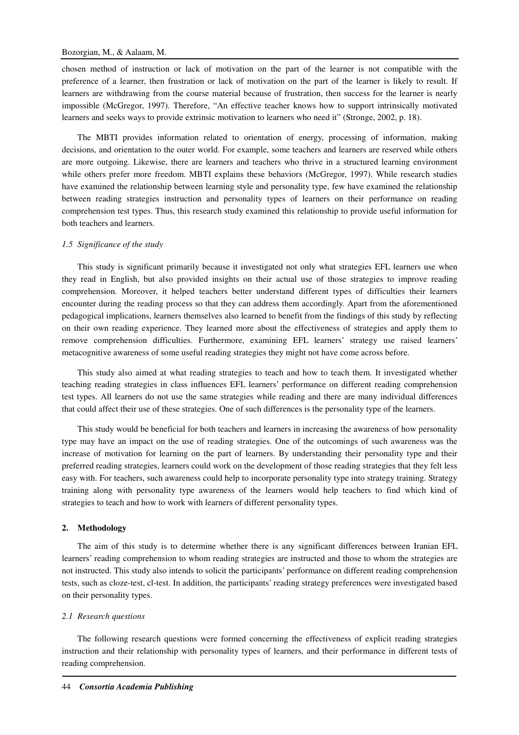chosen method of instruction or lack of motivation on the part of the learner is not compatible with the preference of a learner, then frustration or lack of motivation on the part of the learner is likely to result. If learners are withdrawing from the course material because of frustration, then success for the learner is nearly impossible (McGregor, 1997). Therefore, "An effective teacher knows how to support intrinsically motivated learners and seeks ways to provide extrinsic motivation to learners who need it" (Stronge, 2002, p. 18).

The MBTI provides information related to orientation of energy, processing of information, making decisions, and orientation to the outer world. For example, some teachers and learners are reserved while others are more outgoing. Likewise, there are learners and teachers who thrive in a structured learning environment while others prefer more freedom. MBTI explains these behaviors (McGregor, 1997). While research studies have examined the relationship between learning style and personality type, few have examined the relationship between reading strategies instruction and personality types of learners on their performance on reading comprehension test types. Thus, this research study examined this relationship to provide useful information for both teachers and learners.

### *1.5 Significance of the study*

This study is significant primarily because it investigated not only what strategies EFL learners use when they read in English, but also provided insights on their actual use of those strategies to improve reading comprehension. Moreover, it helped teachers better understand different types of difficulties their learners encounter during the reading process so that they can address them accordingly. Apart from the aforementioned pedagogical implications, learners themselves also learned to benefit from the findings of this study by reflecting on their own reading experience. They learned more about the effectiveness of strategies and apply them to remove comprehension difficulties. Furthermore, examining EFL learners' strategy use raised learners' metacognitive awareness of some useful reading strategies they might not have come across before.

This study also aimed at what reading strategies to teach and how to teach them. It investigated whether teaching reading strategies in class influences EFL learners' performance on different reading comprehension test types. All learners do not use the same strategies while reading and there are many individual differences that could affect their use of these strategies. One of such differences is the personality type of the learners.

This study would be beneficial for both teachers and learners in increasing the awareness of how personality type may have an impact on the use of reading strategies. One of the outcomings of such awareness was the increase of motivation for learning on the part of learners. By understanding their personality type and their preferred reading strategies, learners could work on the development of those reading strategies that they felt less easy with. For teachers, such awareness could help to incorporate personality type into strategy training. Strategy training along with personality type awareness of the learners would help teachers to find which kind of strategies to teach and how to work with learners of different personality types.

## **2. Methodology**

The aim of this study is to determine whether there is any significant differences between Iranian EFL learners' reading comprehension to whom reading strategies are instructed and those to whom the strategies are not instructed. This study also intends to solicit the participants' performance on different reading comprehension tests, such as cloze-test, cl-test. In addition, the participants' reading strategy preferences were investigated based on their personality types.

### *2.1 Research questions*

The following research questions were formed concerning the effectiveness of explicit reading strategies instruction and their relationship with personality types of learners, and their performance in different tests of reading comprehension.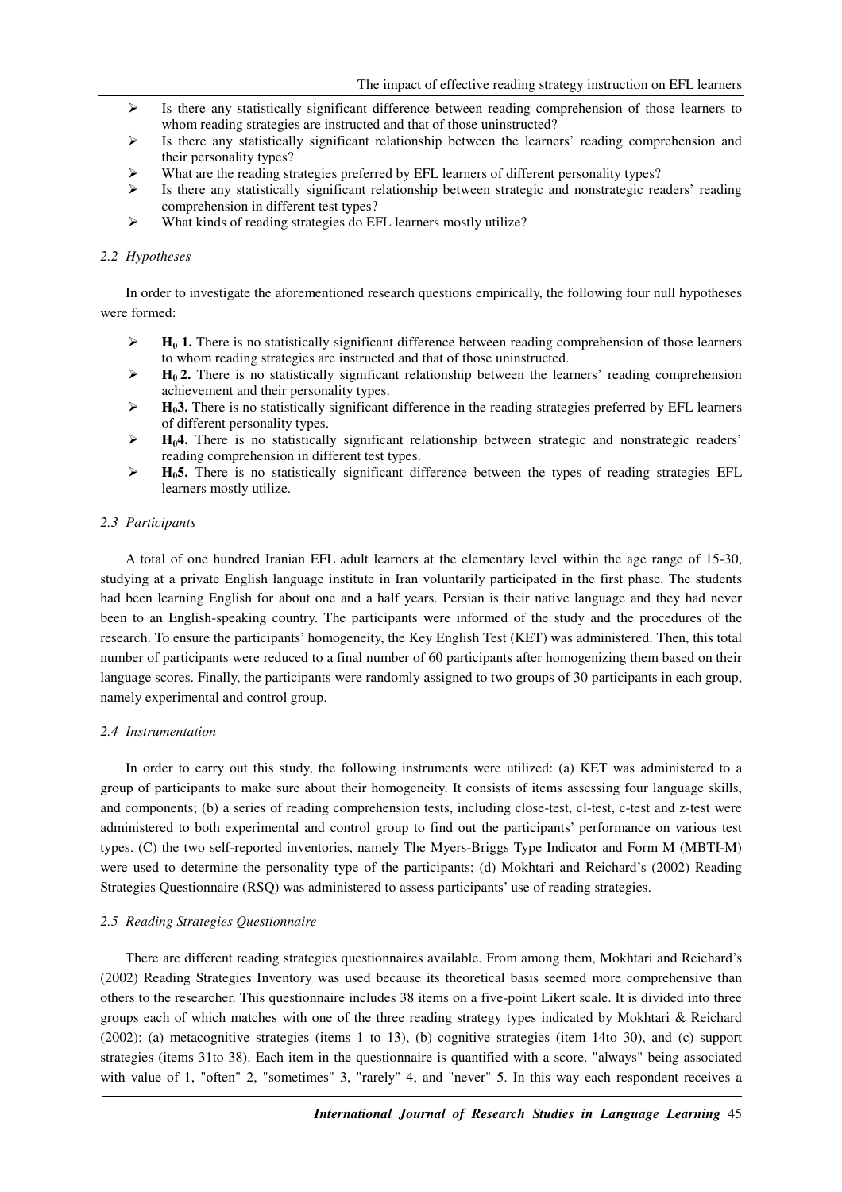- Is there any statistically significant difference between reading comprehension of those learners to whom reading strategies are instructed and that of those uninstructed?
- Is there any statistically significant relationship between the learners' reading comprehension and their personality types?
- What are the reading strategies preferred by EFL learners of different personality types?
- Is there any statistically significant relationship between strategic and nonstrategic readers' reading comprehension in different test types?
- What kinds of reading strategies do EFL learners mostly utilize?

### *2.2 Hypotheses*

In order to investigate the aforementioned research questions empirically, the following four null hypotheses were formed:

- **$H_0$ 1.** There is no statistically significant difference between reading comprehension of those learners to whom reading strategies are instructed and that of those uninstructed.
- **$H_0$ 2.** There is no statistically significant relationship between the learners' reading comprehension achievement and their personality types.
- **$H_0$3.** There is no statistically significant difference in the reading strategies preferred by EFL learners of different personality types.
- **$H_0$4.** There is no statistically significant relationship between strategic and nonstrategic readers' reading comprehension in different test types.
- **$H_0$5.** There is no statistically significant difference between the types of reading strategies EFL learners mostly utilize.

### *2.3 Participants*

A total of one hundred Iranian EFL adult learners at the elementary level within the age range of 15-30, studying at a private English language institute in Iran voluntarily participated in the first phase. The students had been learning English for about one and a half years. Persian is their native language and they had never been to an English-speaking country. The participants were informed of the study and the procedures of the research. To ensure the participants' homogeneity, the Key English Test (KET) was administered. Then, this total number of participants were reduced to a final number of 60 participants after homogenizing them based on their language scores. Finally, the participants were randomly assigned to two groups of 30 participants in each group, namely experimental and control group.

### *2.4 Instrumentation*

In order to carry out this study, the following instruments were utilized: (a) KET was administered to a group of participants to make sure about their homogeneity. It consists of items assessing four language skills, and components; (b) a series of reading comprehension tests, including close-test, cl-test, c-test and z-test were administered to both experimental and control group to find out the participants' performance on various test types. (C) the two self-reported inventories, namely The Myers-Briggs Type Indicator and Form M (MBTI-M) were used to determine the personality type of the participants; (d) Mokhtari and Reichard's (2002) Reading Strategies Questionnaire (RSQ) was administered to assess participants' use of reading strategies.

### *2.5 Reading Strategies Questionnaire*

There are different reading strategies questionnaires available. From among them, Mokhtari and Reichard's (2002) Reading Strategies Inventory was used because its theoretical basis seemed more comprehensive than others to the researcher. This questionnaire includes 38 items on a five-point Likert scale. It is divided into three groups each of which matches with one of the three reading strategy types indicated by Mokhtari & Reichard (2002): (a) metacognitive strategies (items 1 to 13), (b) cognitive strategies (item 14to 30), and (c) support strategies (items 31to 38). Each item in the questionnaire is quantified with a score. "always" being associated with value of 1, "often" 2, "sometimes" 3, "rarely" 4, and "never" 5. In this way each respondent receives a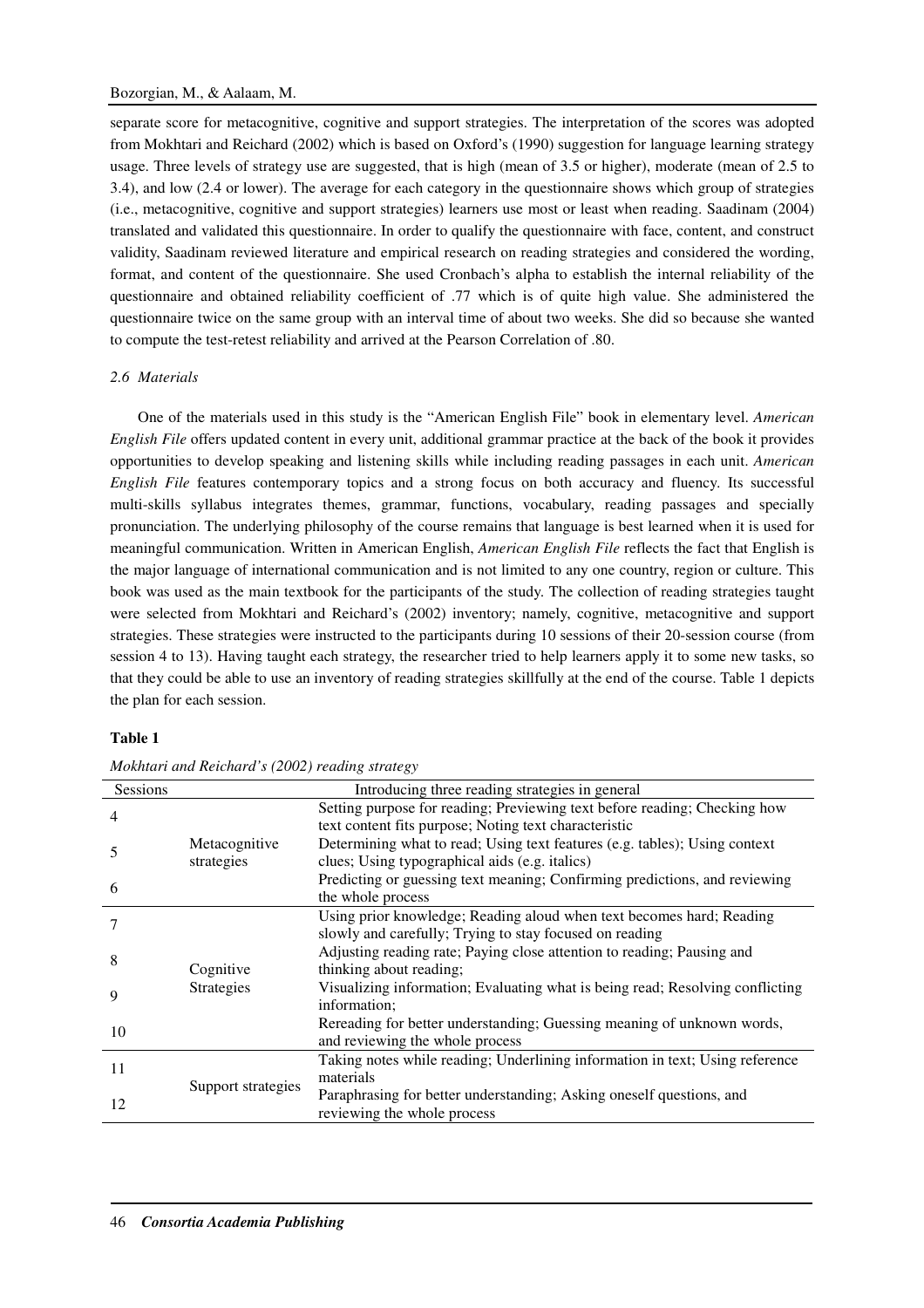separate score for metacognitive, cognitive and support strategies. The interpretation of the scores was adopted from Mokhtari and Reichard (2002) which is based on Oxford's (1990) suggestion for language learning strategy usage. Three levels of strategy use are suggested, that is high (mean of 3.5 or higher), moderate (mean of 2.5 to 3.4), and low (2.4 or lower). The average for each category in the questionnaire shows which group of strategies (i.e., metacognitive, cognitive and support strategies) learners use most or least when reading. Saadinam (2004) translated and validated this questionnaire. In order to qualify the questionnaire with face, content, and construct validity, Saadinam reviewed literature and empirical research on reading strategies and considered the wording, format, and content of the questionnaire. She used Cronbach's alpha to establish the internal reliability of the questionnaire and obtained reliability coefficient of .77 which is of quite high value. She administered the questionnaire twice on the same group with an interval time of about two weeks. She did so because she wanted to compute the test-retest reliability and arrived at the Pearson Correlation of .80.

### *2.6 Materials*

One of the materials used in this study is the "American English File" book in elementary level. *American English File* offers updated content in every unit, additional grammar practice at the back of the book it provides opportunities to develop speaking and listening skills while including reading passages in each unit. *American English File* features contemporary topics and a strong focus on both accuracy and fluency. Its successful multi-skills syllabus integrates themes, grammar, functions, vocabulary, reading passages and specially pronunciation. The underlying philosophy of the course remains that language is best learned when it is used for meaningful communication. Written in American English, *American English File* reflects the fact that English is the major language of international communication and is not limited to any one country, region or culture. This book was used as the main textbook for the participants of the study. The collection of reading strategies taught were selected from Mokhtari and Reichard's (2002) inventory; namely, cognitive, metacognitive and support strategies. These strategies were instructed to the participants during 10 sessions of their 20-session course (from session 4 to 13). Having taught each strategy, the researcher tried to help learners apply it to some new tasks, so that they could be able to use an inventory of reading strategies skillfully at the end of the course. Table 1 depicts the plan for each session.

**Table 1**

*Mokhtari and Reichard's (2002) reading strategy*

| Sessions | Introducing three reading strategies in general | |
|---|---|---|
| 4 | Metacognitive strategies | Setting purpose for reading; Previewing text before reading; Checking how text content fits purpose; Noting text characteristic |
| 5 | | Determining what to read; Using text features (e.g. tables); Using context clues; Using typographical aids (e.g. italics) |
| 6 | | Predicting or guessing text meaning; Confirming predictions, and reviewing the whole process |
| 7 | Cognitive Strategies | Using prior knowledge; Reading aloud when text becomes hard; Reading slowly and carefully; Trying to stay focused on reading |
| 8 | | Adjusting reading rate; Paying close attention to reading; Pausing and thinking about reading; |
| 9 | | Visualizing information; Evaluating what is being read; Resolving conflicting information; |
| 10 | | Rereading for better understanding; Guessing meaning of unknown words, and reviewing the whole process |
| 11 | Support strategies | Taking notes while reading; Underlining information in text; Using reference materials |
| 12 | | Paraphrasing for better understanding; Asking oneself questions, and reviewing the whole process |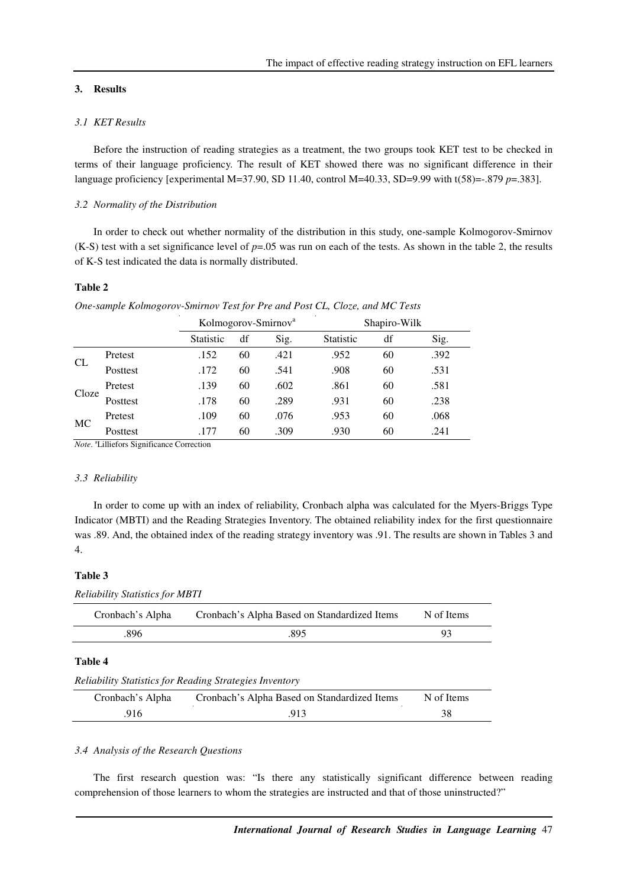## 3. Results

### *3.1 KET Results*

Before the instruction of reading strategies as a treatment, the two groups took KET test to be checked in terms of their language proficiency. The result of KET showed there was no significant difference in their language proficiency [experimental M=37.90, SD 11.40, control M=40.33, SD=9.99 with t(58)=-.879 *p*=.383].

### *3.2 Normality of the Distribution*

In order to check out whether normality of the distribution in this study, one-sample Kolmogorov-Smirnov (K-S) test with a set significance level of *p*=.05 was run on each of the tests. As shown in the table 2, the results of K-S test indicated the data is normally distributed.

**Table 2**

*One-sample Kolmogorov-Smirnov Test for Pre and Post CL, Cloze, and MC Tests*

| | | Kolmogorov-Smirnov[a] | | | Shapiro-Wilk | | |
|---|---|---|---|---|---|---|---|
| | | Statistic | df | Sig. | Statistic | df | Sig. |
| CL | Pretest | .152 | 60 | .421 | .952 | 60 | .392 |
| | Posttest | .172 | 60 | .541 | .908 | 60 | .531 |
| Cloze | Pretest | .139 | 60 | .602 | .861 | 60 | .581 |
| | Posttest | .178 | 60 | .289 | .931 | 60 | .238 |
| MC | Pretest | .109 | 60 | .076 | .953 | 60 | .068 |
| | Posttest | .177 | 60 | .309 | .930 | 60 | .241 |

*Note*. [a]Lilliefors Significance Correction

### *3.3 Reliability*

In order to come up with an index of reliability, Cronbach alpha was calculated for the Myers-Briggs Type Indicator (MBTI) and the Reading Strategies Inventory. The obtained reliability index for the first questionnaire was .89. And, the obtained index of the reading strategy inventory was .91. The results are shown in Tables 3 and 4.

**Table 3**

*Reliability Statistics for MBTI*

| Cronbach's Alpha | Cronbach's Alpha Based on Standardized Items | N of Items |
|---|---|---|
| .896 | .895 | 93 |

**Table 4**

*Reliability Statistics for Reading Strategies Inventory*

| Cronbach's Alpha | Cronbach's Alpha Based on Standardized Items | N of Items |
|---|---|---|
| .916 | .913 | 38 |

### *3.4 Analysis of the Research Questions*

The first research question was: "Is there any statistically significant difference between reading comprehension of those learners to whom the strategies are instructed and that of those uninstructed?"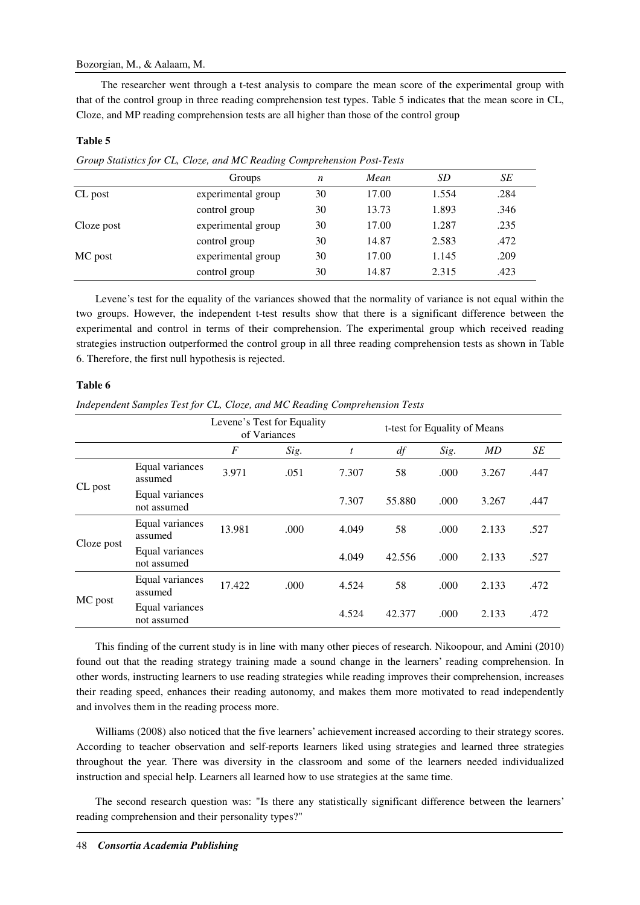The researcher went through a t-test analysis to compare the mean score of the experimental group with that of the control group in three reading comprehension test types. Table 5 indicates that the mean score in CL, Cloze, and MP reading comprehension tests are all higher than those of the control group

**Table 5**

*Group Statistics for CL, Cloze, and MC Reading Comprehension Post-Tests*

| | Groups | *n* | *Mean* | *SD* | *SE* |
|---|---|---|---|---|---|
| CL post | experimental group | 30 | 17.00 | 1.554 | .284 |
| | control group | 30 | 13.73 | 1.893 | .346 |
| Cloze post | experimental group | 30 | 17.00 | 1.287 | .235 |
| | control group | 30 | 14.87 | 2.583 | .472 |
| MC post | experimental group | 30 | 17.00 | 1.145 | .209 |
| | control group | 30 | 14.87 | 2.315 | .423 |

Levene's test for the equality of the variances showed that the normality of variance is not equal within the two groups. However, the independent t-test results show that there is a significant difference between the experimental and control in terms of their comprehension. The experimental group which received reading strategies instruction outperformed the control group in all three reading comprehension tests as shown in Table 6. Therefore, the first null hypothesis is rejected.

**Table 6**

*Independent Samples Test for CL, Cloze, and MC Reading Comprehension Tests*

| | | Levene's Test for Equality of Variances | | t-test for Equality of Means | | | | |
|---|---|---|---|---|---|---|---|---|
| | | *F* | *Sig.* | *t* | *df* | *Sig.* | *MD* | *SE* |
| CL post | Equal variances assumed | 3.971 | .051 | 7.307 | 58 | .000 | 3.267 | .447 |
| | Equal variances not assumed | | | 7.307 | 55.880 | .000 | 3.267 | .447 |
| Cloze post | Equal variances assumed | 13.981 | .000 | 4.049 | 58 | .000 | 2.133 | .527 |
| | Equal variances not assumed | | | 4.049 | 42.556 | .000 | 2.133 | .527 |
| MC post | Equal variances assumed | 17.422 | .000 | 4.524 | 58 | .000 | 2.133 | .472 |
| | Equal variances not assumed | | | 4.524 | 42.377 | .000 | 2.133 | .472 |

This finding of the current study is in line with many other pieces of research. Nikoopour, and Amini (2010) found out that the reading strategy training made a sound change in the learners' reading comprehension. In other words, instructing learners to use reading strategies while reading improves their comprehension, increases their reading speed, enhances their reading autonomy, and makes them more motivated to read independently and involves them in the reading process more.

Williams (2008) also noticed that the five learners' achievement increased according to their strategy scores. According to teacher observation and self-reports learners liked using strategies and learned three strategies throughout the year. There was diversity in the classroom and some of the learners needed individualized instruction and special help. Learners all learned how to use strategies at the same time.

The second research question was: "Is there any statistically significant difference between the learners' reading comprehension and their personality types?"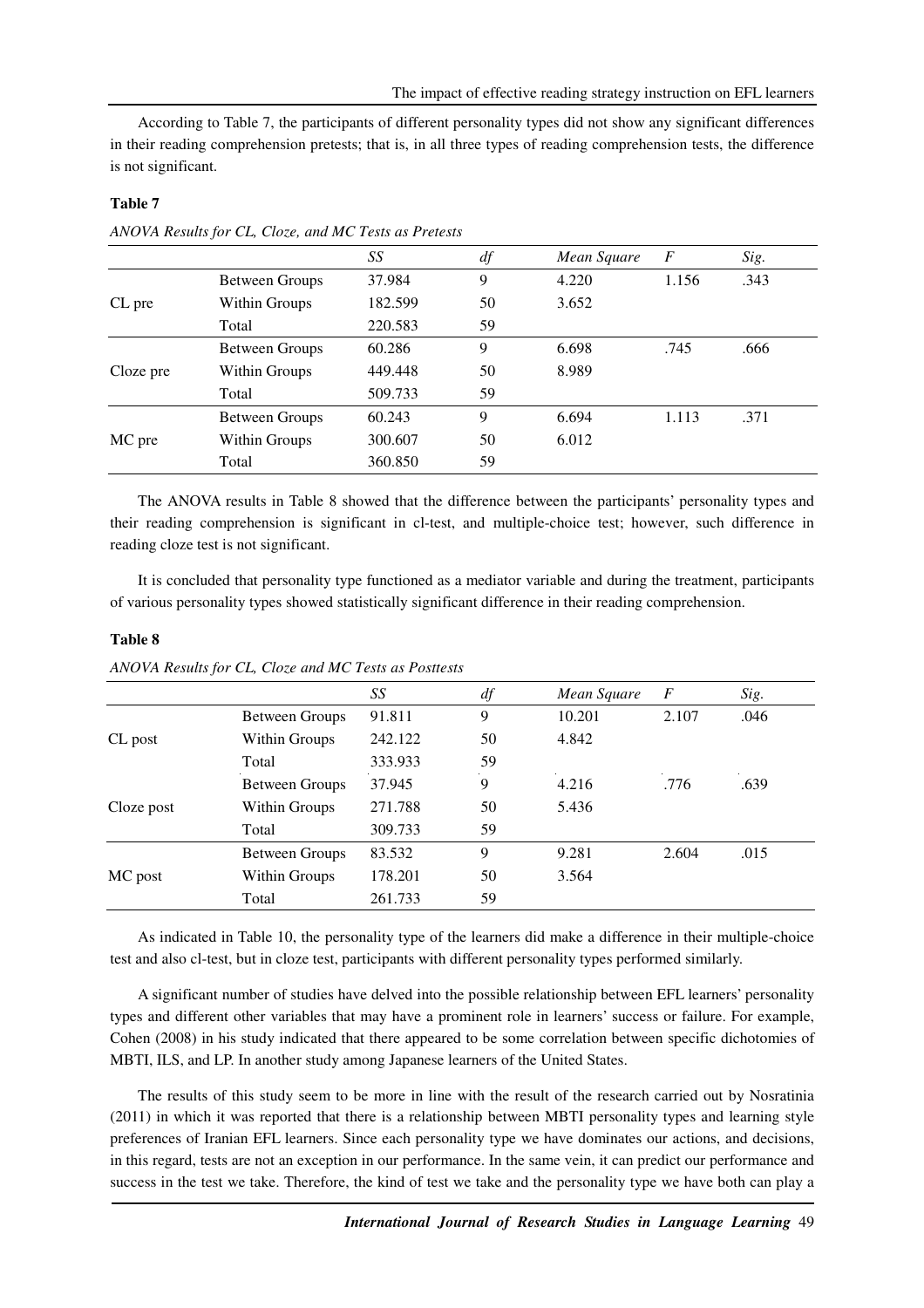According to Table 7, the participants of different personality types did not show any significant differences in their reading comprehension pretests; that is, in all three types of reading comprehension tests, the difference is not significant.

**Table 7**

*ANOVA Results for CL, Cloze, and MC Tests as Pretests*

| | | *SS* | *df* | *Mean Square* | *F* | *Sig.* |
|---|---|---|---|---|---|---|
| CL pre | Between Groups | 37.984 | 9 | 4.220 | 1.156 | .343 |
| | Within Groups | 182.599 | 50 | 3.652 | | |
| | Total | 220.583 | 59 | | | |
| Cloze pre | Between Groups | 60.286 | 9 | 6.698 | .745 | .666 |
| | Within Groups | 449.448 | 50 | 8.989 | | |
| | Total | 509.733 | 59 | | | |
| MC pre | Between Groups | 60.243 | 9 | 6.694 | 1.113 | .371 |
| | Within Groups | 300.607 | 50 | 6.012 | | |
| | Total | 360.850 | 59 | | | |

The ANOVA results in Table 8 showed that the difference between the participants' personality types and their reading comprehension is significant in cl-test, and multiple-choice test; however, such difference in reading cloze test is not significant.

It is concluded that personality type functioned as a mediator variable and during the treatment, participants of various personality types showed statistically significant difference in their reading comprehension.

**Table 8**

*ANOVA Results for CL, Cloze and MC Tests as Posttests*

| | | *SS* | *df* | *Mean Square* | *F* | *Sig.* |
|---|---|---|---|---|---|---|
| CL post | Between Groups | 91.811 | 9 | 10.201 | 2.107 | .046 |
| | Within Groups | 242.122 | 50 | 4.842 | | |
| | Total | 333.933 | 59 | | | |
| Cloze post | Between Groups | 37.945 | 9 | 4.216 | .776 | .639 |
| | Within Groups | 271.788 | 50 | 5.436 | | |
| | Total | 309.733 | 59 | | | |
| MC post | Between Groups | 83.532 | 9 | 9.281 | 2.604 | .015 |
| | Within Groups | 178.201 | 50 | 3.564 | | |
| | Total | 261.733 | 59 | | | |

As indicated in Table 10, the personality type of the learners did make a difference in their multiple-choice test and also cl-test, but in cloze test, participants with different personality types performed similarly.

A significant number of studies have delved into the possible relationship between EFL learners' personality types and different other variables that may have a prominent role in learners' success or failure. For example, Cohen (2008) in his study indicated that there appeared to be some correlation between specific dichotomies of MBTI, ILS, and LP. In another study among Japanese learners of the United States.

The results of this study seem to be more in line with the result of the research carried out by Nosratinia (2011) in which it was reported that there is a relationship between MBTI personality types and learning style preferences of Iranian EFL learners. Since each personality type we have dominates our actions, and decisions, in this regard, tests are not an exception in our performance. In the same vein, it can predict our performance and success in the test we take. Therefore, the kind of test we take and the personality type we have both can play a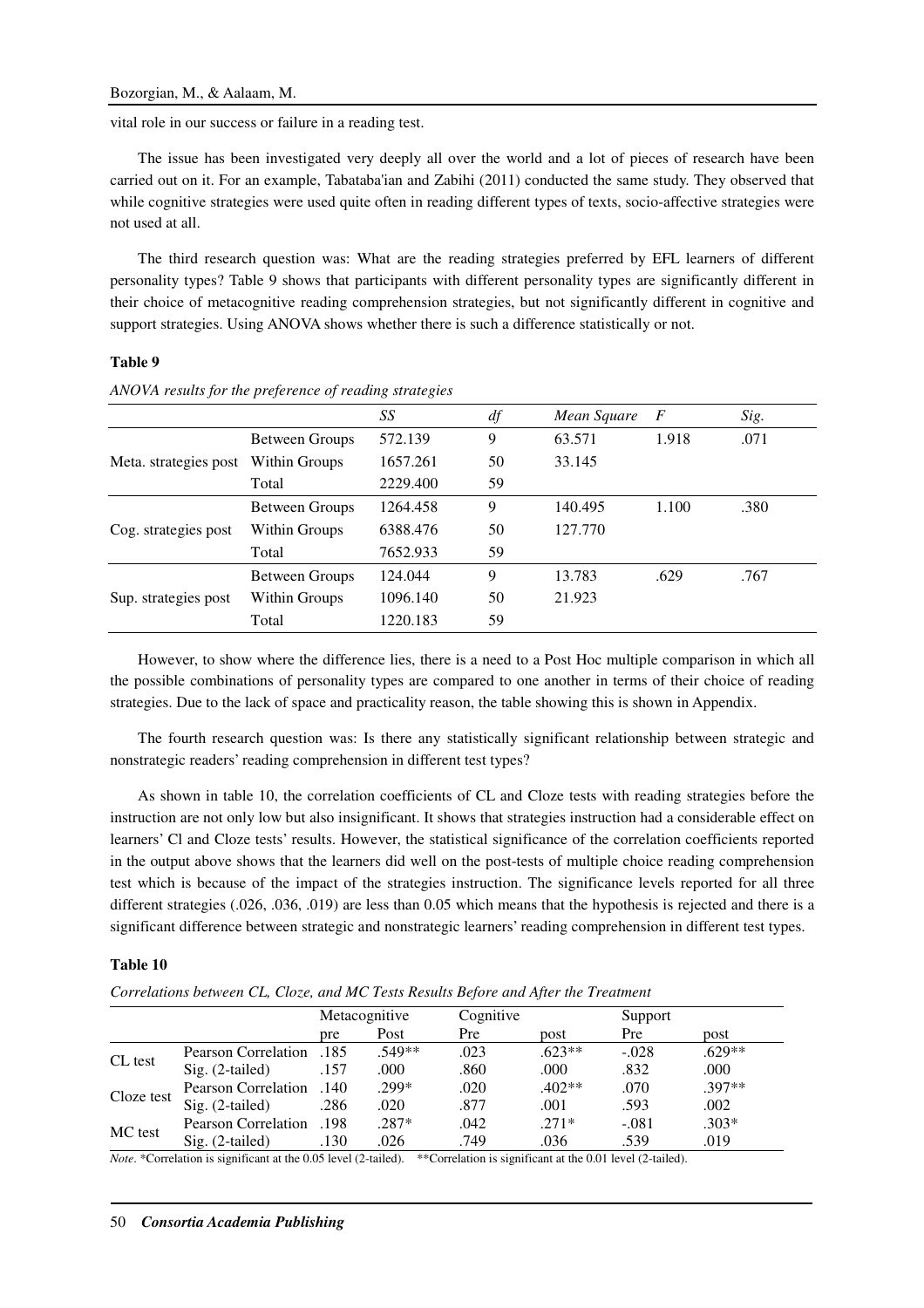vital role in our success or failure in a reading test.

The issue has been investigated very deeply all over the world and a lot of pieces of research have been carried out on it. For an example, Tabataba'ian and Zabihi (2011) conducted the same study. They observed that while cognitive strategies were used quite often in reading different types of texts, socio-affective strategies were not used at all.

The third research question was: What are the reading strategies preferred by EFL learners of different personality types? Table 9 shows that participants with different personality types are significantly different in their choice of metacognitive reading comprehension strategies, but not significantly different in cognitive and support strategies. Using ANOVA shows whether there is such a difference statistically or not.

**Table 9**

*ANOVA results for the preference of reading strategies*

| | | *SS* | *df* | *Mean Square* | *F* | *Sig.* |
|---|---|---|---|---|---|---|
| Meta. strategies post | Between Groups | 572.139 | 9 | 63.571 | 1.918 | .071 |
| | Within Groups | 1657.261 | 50 | 33.145 | | |
| | Total | 2229.400 | 59 | | | |
| Cog. strategies post | Between Groups | 1264.458 | 9 | 140.495 | 1.100 | .380 |
| | Within Groups | 6388.476 | 50 | 127.770 | | |
| | Total | 7652.933 | 59 | | | |
| Sup. strategies post | Between Groups | 124.044 | 9 | 13.783 | .629 | .767 |
| | Within Groups | 1096.140 | 50 | 21.923 | | |
| | Total | 1220.183 | 59 | | | |

However, to show where the difference lies, there is a need to a Post Hoc multiple comparison in which all the possible combinations of personality types are compared to one another in terms of their choice of reading strategies. Due to the lack of space and practicality reason, the table showing this is shown in Appendix.

The fourth research question was: Is there any statistically significant relationship between strategic and nonstrategic readers' reading comprehension in different test types?

As shown in table 10, the correlation coefficients of CL and Cloze tests with reading strategies before the instruction are not only low but also insignificant. It shows that strategies instruction had a considerable effect on learners' Cl and Cloze tests' results. However, the statistical significance of the correlation coefficients reported in the output above shows that the learners did well on the post-tests of multiple choice reading comprehension test which is because of the impact of the strategies instruction. The significance levels reported for all three different strategies (.026, .036, .019) are less than 0.05 which means that the hypothesis is rejected and there is a significant difference between strategic and nonstrategic learners' reading comprehension in different test types.

**Table 10**

*Correlations between CL, Cloze, and MC Tests Results Before and After the Treatment*

| | | Metacognitive | | Cognitive | | Support | |
|---|---|---|---|---|---|---|---|
| | | pre | Post | Pre | post | Pre | post |
| CL test | Pearson Correlation | .185 | .549** | .023 | .623** | -.028 | .629** |
| | Sig. (2-tailed) | .157 | .000 | .860 | .000 | .832 | .000 |
| Cloze test | Pearson Correlation | .140 | .299* | .020 | .402** | .070 | .397** |
| | Sig. (2-tailed) | .286 | .020 | .877 | .001 | .593 | .002 |
| MC test | Pearson Correlation | .198 | .287* | .042 | .271* | -.081 | .303* |
| | Sig. (2-tailed) | .130 | .026 | .749 | .036 | .539 | .019 |

*Note*. *Correlation is significant at the 0.05 level (2-tailed). **Correlation is significant at the 0.01 level (2-tailed).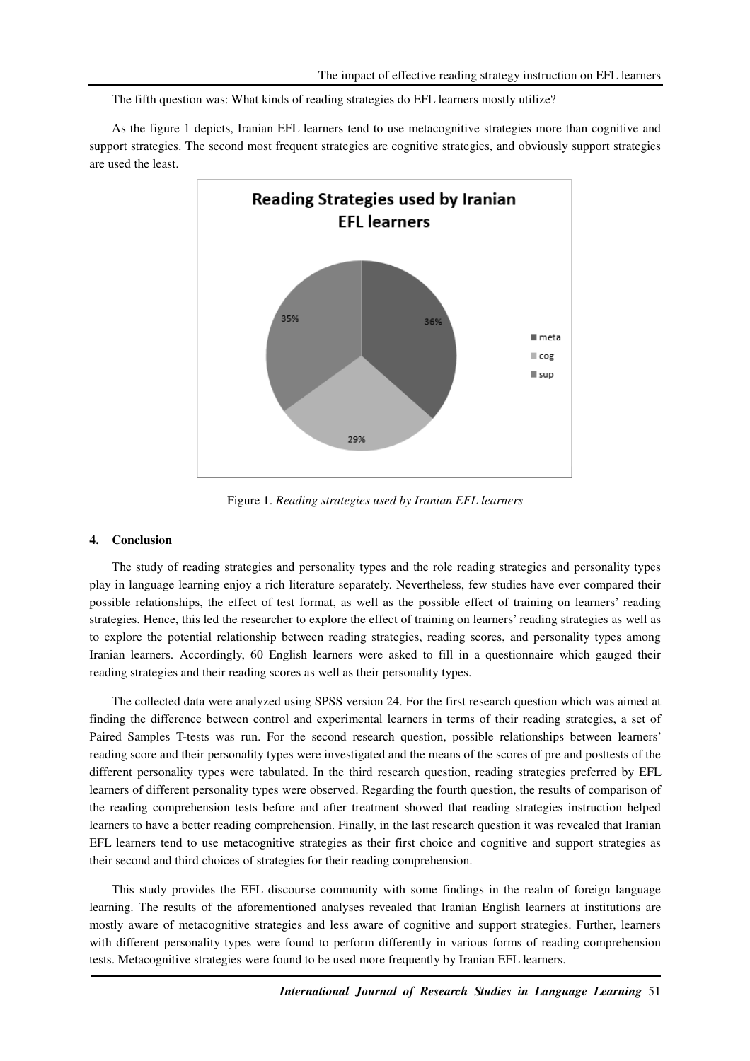The fifth question was: What kinds of reading strategies do EFL learners mostly utilize?

As the figure 1 depicts, Iranian EFL learners tend to use metacognitive strategies more than cognitive and support strategies. The second most frequent strategies are cognitive strategies, and obviously support strategies are used the least.

Figure 1. *Reading strategies used by Iranian EFL learners*

## 4. Conclusion

The study of reading strategies and personality types and the role reading strategies and personality types play in language learning enjoy a rich literature separately. Nevertheless, few studies have ever compared their possible relationships, the effect of test format, as well as the possible effect of training on learners' reading strategies. Hence, this led the researcher to explore the effect of training on learners' reading strategies as well as to explore the potential relationship between reading strategies, reading scores, and personality types among Iranian learners. Accordingly, 60 English learners were asked to fill in a questionnaire which gauged their reading strategies and their reading scores as well as their personality types.

The collected data were analyzed using SPSS version 24. For the first research question which was aimed at finding the difference between control and experimental learners in terms of their reading strategies, a set of Paired Samples T-tests was run. For the second research question, possible relationships between learners' reading score and their personality types were investigated and the means of the scores of pre and posttests of the different personality types were tabulated. In the third research question, reading strategies preferred by EFL learners of different personality types were observed. Regarding the fourth question, the results of comparison of the reading comprehension tests before and after treatment showed that reading strategies instruction helped learners to have a better reading comprehension. Finally, in the last research question it was revealed that Iranian EFL learners tend to use metacognitive strategies as their first choice and cognitive and support strategies as their second and third choices of strategies for their reading comprehension.

This study provides the EFL discourse community with some findings in the realm of foreign language learning. The results of the aforementioned analyses revealed that Iranian English learners at institutions are mostly aware of metacognitive strategies and less aware of cognitive and support strategies. Further, learners with different personality types were found to perform differently in various forms of reading comprehension tests. Metacognitive strategies were found to be used more frequently by Iranian EFL learners.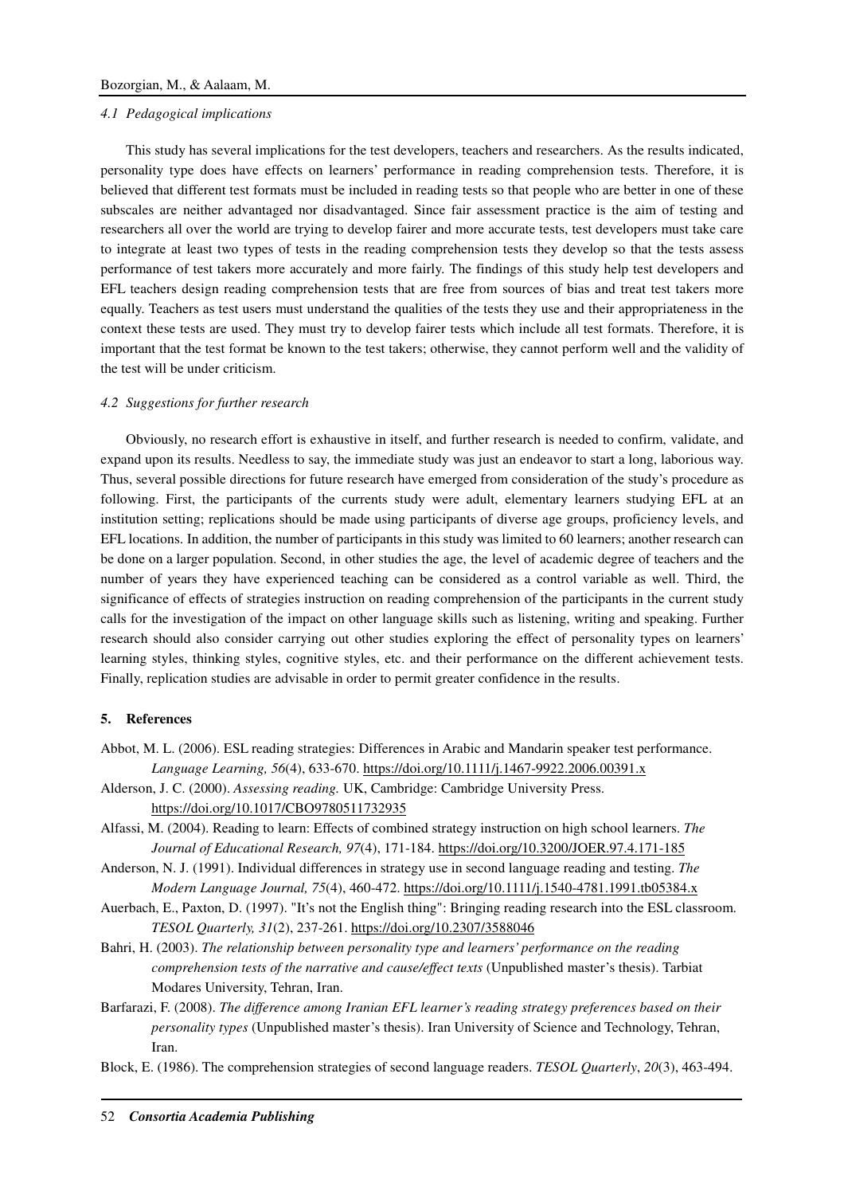### *4.1 Pedagogical implications*

This study has several implications for the test developers, teachers and researchers. As the results indicated, personality type does have effects on learners' performance in reading comprehension tests. Therefore, it is believed that different test formats must be included in reading tests so that people who are better in one of these subscales are neither advantaged nor disadvantaged. Since fair assessment practice is the aim of testing and researchers all over the world are trying to develop fairer and more accurate tests, test developers must take care to integrate at least two types of tests in the reading comprehension tests they develop so that the tests assess performance of test takers more accurately and more fairly. The findings of this study help test developers and EFL teachers design reading comprehension tests that are free from sources of bias and treat test takers more equally. Teachers as test users must understand the qualities of the tests they use and their appropriateness in the context these tests are used. They must try to develop fairer tests which include all test formats. Therefore, it is important that the test format be known to the test takers; otherwise, they cannot perform well and the validity of the test will be under criticism.

### *4.2 Suggestions for further research*

Obviously, no research effort is exhaustive in itself, and further research is needed to confirm, validate, and expand upon its results. Needless to say, the immediate study was just an endeavor to start a long, laborious way. Thus, several possible directions for future research have emerged from consideration of the study's procedure as following. First, the participants of the currents study were adult, elementary learners studying EFL at an institution setting; replications should be made using participants of diverse age groups, proficiency levels, and EFL locations. In addition, the number of participants in this study was limited to 60 learners; another research can be done on a larger population. Second, in other studies the age, the level of academic degree of teachers and the number of years they have experienced teaching can be considered as a control variable as well. Third, the significance of effects of strategies instruction on reading comprehension of the participants in the current study calls for the investigation of the impact on other language skills such as listening, writing and speaking. Further research should also consider carrying out other studies exploring the effect of personality types on learners' learning styles, thinking styles, cognitive styles, etc. and their performance on the different achievement tests. Finally, replication studies are advisable in order to permit greater confidence in the results.

## **5. References**

Abbot, M. L. (2006). ESL reading strategies: Differences in Arabic and Mandarin speaker test performance. *Language Learning, 56*(4), 633-670. https://doi.org/10.1111/j.1467-9922.2006.00391.x

Alderson, J. C. (2000). *Assessing reading.* UK, Cambridge: Cambridge University Press. https://doi.org/10.1017/CBO9780511732935

Alfassi, M. (2004). Reading to learn: Effects of combined strategy instruction on high school learners. *The Journal of Educational Research, 97*(4), 171-184. https://doi.org/10.3200/JOER.97.4.171-185

Anderson, N. J. (1991). Individual differences in strategy use in second language reading and testing. *The Modern Language Journal, 75*(4), 460-472. https://doi.org/10.1111/j.1540-4781.1991.tb05384.x

Auerbach, E., Paxton, D. (1997). "It's not the English thing": Bringing reading research into the ESL classroom. *TESOL Quarterly, 31*(2), 237-261. https://doi.org/10.2307/3588046

Bahri, H. (2003). *The relationship between personality type and learners' performance on the reading comprehension tests of the narrative and cause/effect texts* (Unpublished master's thesis). Tarbiat Modares University, Tehran, Iran.

Barfarazi, F. (2008). *The difference among Iranian EFL learner's reading strategy preferences based on their personality types* (Unpublished master's thesis). Iran University of Science and Technology, Tehran, Iran.

Block, E. (1986). The comprehension strategies of second language readers. *TESOL Quarterly*, *20*(3), 463-494.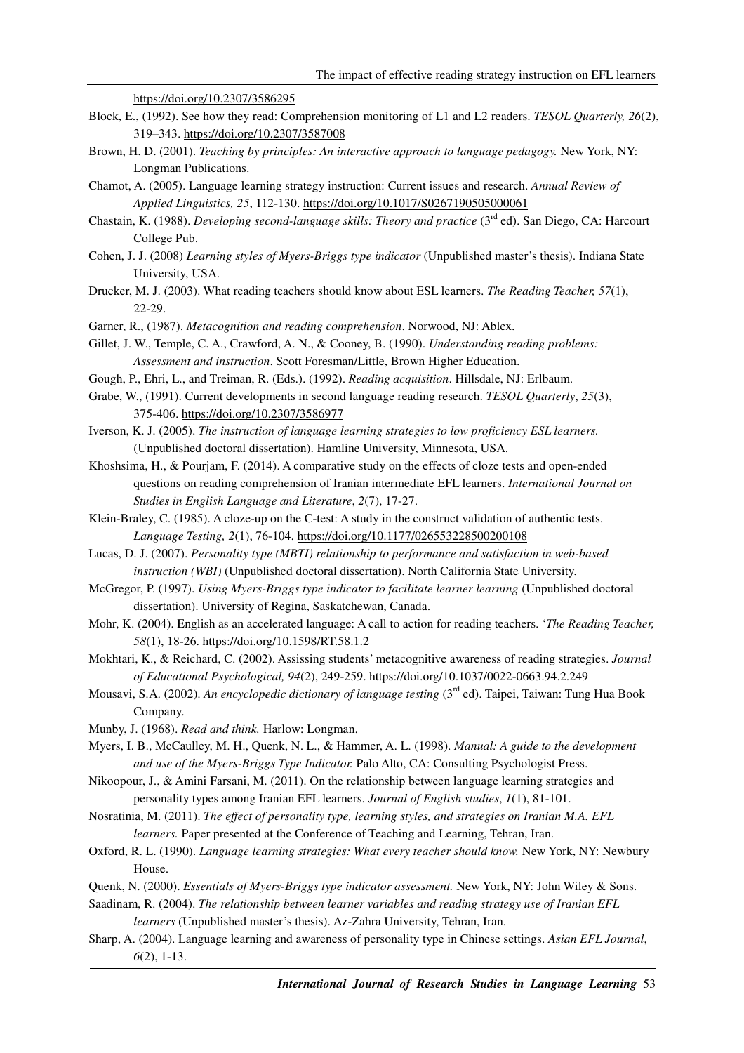https://doi.org/10.2307/3586295

Block, E., (1992). See how they read: Comprehension monitoring of L1 and L2 readers. *TESOL Quarterly, 26*(2), 319–343. https://doi.org/10.2307/3587008

Brown, H. D. (2001). *Teaching by principles: An interactive approach to language pedagogy.* New York, NY: Longman Publications.

Chamot, A. (2005). Language learning strategy instruction: Current issues and research. *Annual Review of Applied Linguistics, 25*, 112-130. https://doi.org/10.1017/S0267190505000061

Chastain, K. (1988). *Developing second-language skills: Theory and practice* (3rd ed). San Diego, CA: Harcourt College Pub.

Cohen, J. J. (2008) *Learning styles of Myers-Briggs type indicator* (Unpublished master's thesis). Indiana State University, USA.

Drucker, M. J. (2003). What reading teachers should know about ESL learners. *The Reading Teacher, 57*(1), 22-29.

Garner, R., (1987). *Metacognition and reading comprehension*. Norwood, NJ: Ablex.

Gillet, J. W., Temple, C. A., Crawford, A. N., & Cooney, B. (1990). *Understanding reading problems: Assessment and instruction*. Scott Foresman/Little, Brown Higher Education.

Gough, P., Ehri, L., and Treiman, R. (Eds.). (1992). *Reading acquisition*. Hillsdale, NJ: Erlbaum.

Grabe, W., (1991). Current developments in second language reading research. *TESOL Quarterly*, *25*(3), 375-406. https://doi.org/10.2307/3586977

Iverson, K. J. (2005). *The instruction of language learning strategies to low proficiency ESL learners.* (Unpublished doctoral dissertation). Hamline University, Minnesota, USA.

Khoshsima, H., & Pourjam, F. (2014). A comparative study on the effects of cloze tests and open-ended questions on reading comprehension of Iranian intermediate EFL learners. *International Journal on Studies in English Language and Literature*, *2*(7), 17-27.

Klein-Braley, C. (1985). A cloze-up on the C-test: A study in the construct validation of authentic tests. *Language Testing, 2*(1), 76-104. https://doi.org/10.1177/026553228500200108

Lucas, D. J. (2007). *Personality type (MBTI) relationship to performance and satisfaction in web-based instruction (WBI)* (Unpublished doctoral dissertation). North California State University.

McGregor, P. (1997). *Using Myers-Briggs type indicator to facilitate learner learning* (Unpublished doctoral dissertation). University of Regina, Saskatchewan, Canada.

Mohr, K. (2004). English as an accelerated language: A call to action for reading teachers. '*The Reading Teacher, 58*(1), 18-26. https://doi.org/10.1598/RT.58.1.2

Mokhtari, K., & Reichard, C. (2002). Assissing students' metacognitive awareness of reading strategies. *Journal of Educational Psychological, 94*(2), 249-259. https://doi.org/10.1037/0022-0663.94.2.249

Mousavi, S.A. (2002). *An encyclopedic dictionary of language testing* (3rd ed). Taipei, Taiwan: Tung Hua Book Company.

Munby, J. (1968). *Read and think.* Harlow: Longman.

Myers, I. B., McCaulley, M. H., Quenk, N. L., & Hammer, A. L. (1998). *Manual: A guide to the development and use of the Myers-Briggs Type Indicator.* Palo Alto, CA: Consulting Psychologist Press.

Nikoopour, J., & Amini Farsani, M. (2011). On the relationship between language learning strategies and personality types among Iranian EFL learners. *Journal of English studies*, *1*(1), 81-101.

Nosratinia, M. (2011). *The effect of personality type, learning styles, and strategies on Iranian M.A. EFL learners.* Paper presented at the Conference of Teaching and Learning, Tehran, Iran.

Oxford, R. L. (1990). *Language learning strategies: What every teacher should know.* New York, NY: Newbury House.

Quenk, N. (2000). *Essentials of Myers-Briggs type indicator assessment.* New York, NY: John Wiley & Sons.

Saadinam, R. (2004). *The relationship between learner variables and reading strategy use of Iranian EFL learners* (Unpublished master's thesis). Az-Zahra University, Tehran, Iran.

Sharp, A. (2004). Language learning and awareness of personality type in Chinese settings. *Asian EFL Journal*, *6*(2), 1-13.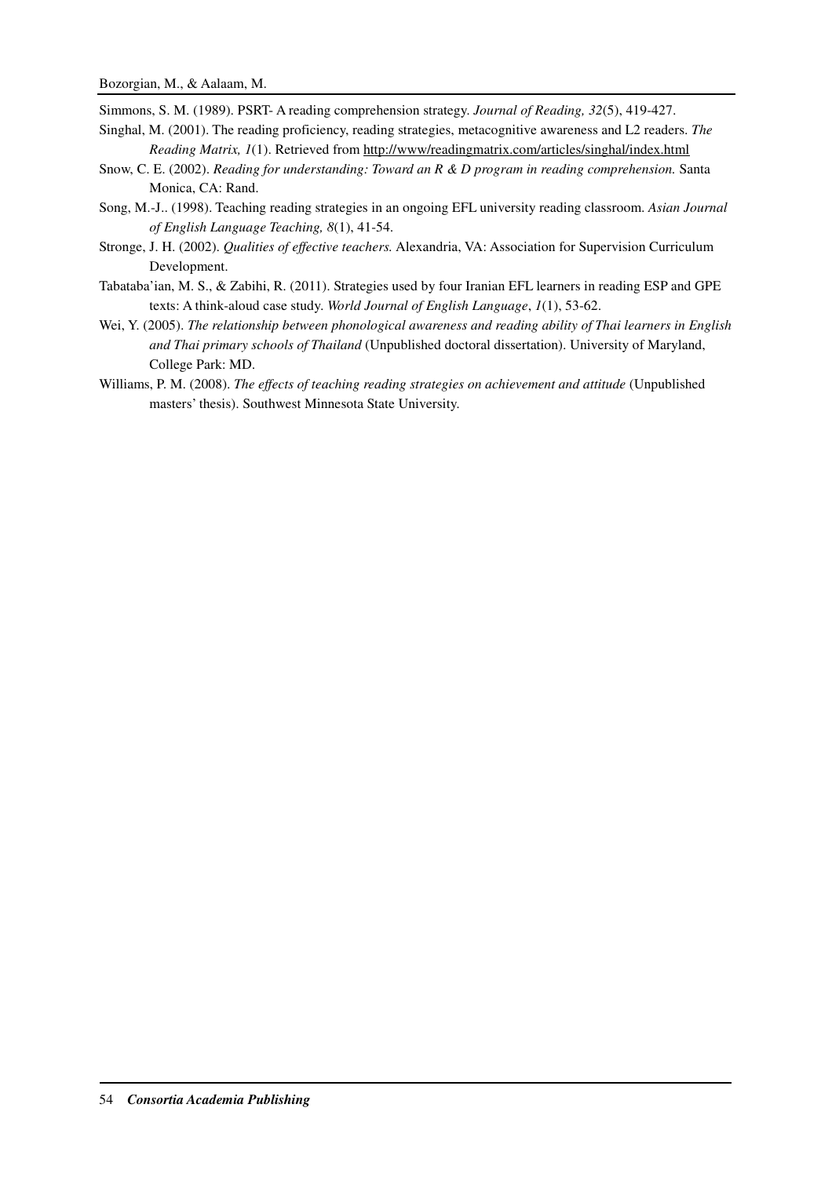Simmons, S. M. (1989). PSRT- A reading comprehension strategy. *Journal of Reading, 32*(5), 419-427.

Singhal, M. (2001). The reading proficiency, reading strategies, metacognitive awareness and L2 readers. *The Reading Matrix, 1*(1). Retrieved from http://www/readingmatrix.com/articles/singhal/index.html

Snow, C. E. (2002). *Reading for understanding: Toward an R & D program in reading comprehension.* Santa Monica, CA: Rand.

Song, M.-J.. (1998). Teaching reading strategies in an ongoing EFL university reading classroom. *Asian Journal of English Language Teaching, 8*(1), 41-54.

Stronge, J. H. (2002). *Qualities of effective teachers.* Alexandria, VA: Association for Supervision Curriculum Development.

Tabataba'ian, M. S., & Zabihi, R. (2011). Strategies used by four Iranian EFL learners in reading ESP and GPE texts: A think-aloud case study. *World Journal of English Language*, *1*(1), 53-62.

Wei, Y. (2005). *The relationship between phonological awareness and reading ability of Thai learners in English and Thai primary schools of Thailand* (Unpublished doctoral dissertation). University of Maryland, College Park: MD.

Williams, P. M. (2008). *The effects of teaching reading strategies on achievement and attitude* (Unpublished masters' thesis). Southwest Minnesota State University.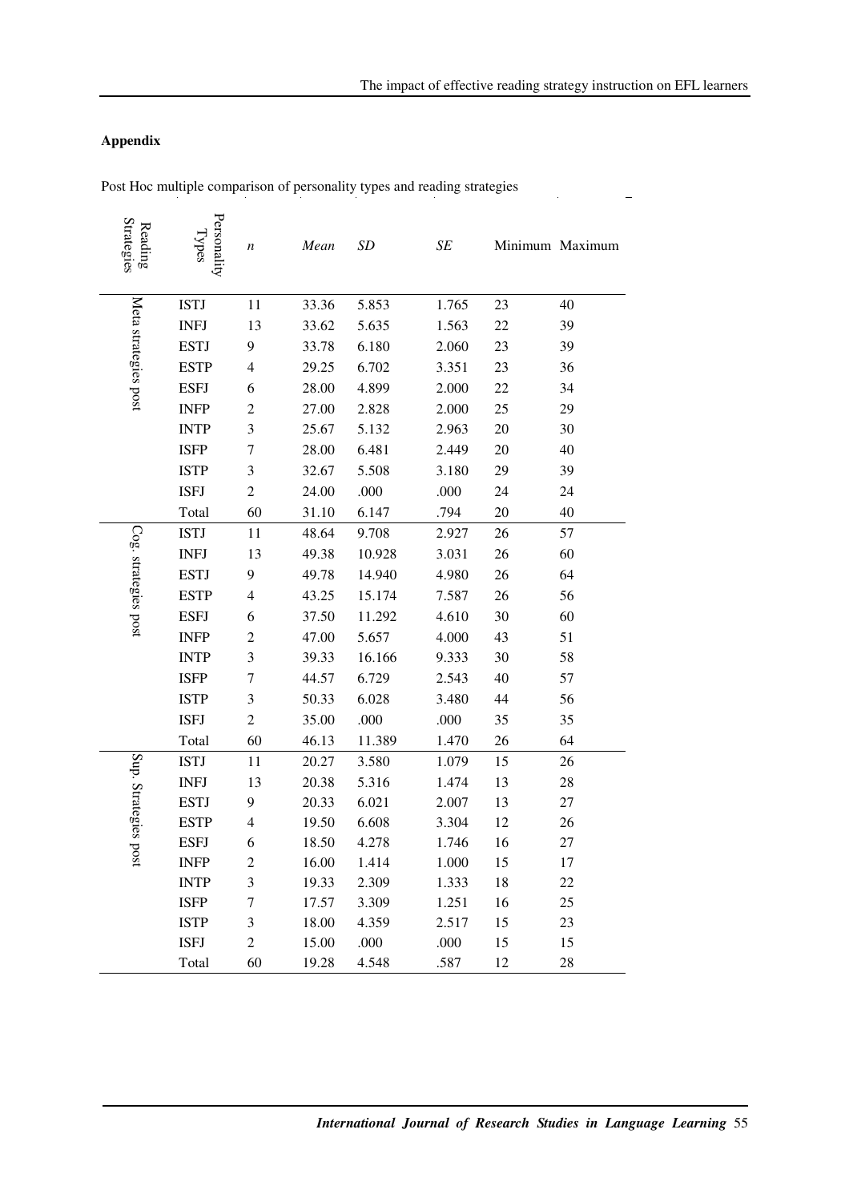## Appendix

Post Hoc multiple comparison of personality types and reading strategies

| Reading Strategies | Personality Types | *n* | *Mean* | *SD* | *SE* | Minimum | Maximum |
|---|---|---|---|---|---|---|---|
| Meta strategies post | ISTJ | 11 | 33.36 | 5.853 | 1.765 | 23 | 40 |
| | INFJ | 13 | 33.62 | 5.635 | 1.563 | 22 | 39 |
| | ESTJ | 9 | 33.78 | 6.180 | 2.060 | 23 | 39 |
| | ESTP | 4 | 29.25 | 6.702 | 3.351 | 23 | 36 |
| | ESFJ | 6 | 28.00 | 4.899 | 2.000 | 22 | 34 |
| | INFP | 2 | 27.00 | 2.828 | 2.000 | 25 | 29 |
| | INTP | 3 | 25.67 | 5.132 | 2.963 | 20 | 30 |
| | ISFP | 7 | 28.00 | 6.481 | 2.449 | 20 | 40 |
| | ISTP | 3 | 32.67 | 5.508 | 3.180 | 29 | 39 |
| | ISFJ | 2 | 24.00 | .000 | .000 | 24 | 24 |
| | Total | 60 | 31.10 | 6.147 | .794 | 20 | 40 |
| Cog. strategies post | ISTJ | 11 | 48.64 | 9.708 | 2.927 | 26 | 57 |
| | INFJ | 13 | 49.38 | 10.928 | 3.031 | 26 | 60 |
| | ESTJ | 9 | 49.78 | 14.940 | 4.980 | 26 | 64 |
| | ESTP | 4 | 43.25 | 15.174 | 7.587 | 26 | 56 |
| | ESFJ | 6 | 37.50 | 11.292 | 4.610 | 30 | 60 |
| | INFP | 2 | 47.00 | 5.657 | 4.000 | 43 | 51 |
| | INTP | 3 | 39.33 | 16.166 | 9.333 | 30 | 58 |
| | ISFP | 7 | 44.57 | 6.729 | 2.543 | 40 | 57 |
| | ISTP | 3 | 50.33 | 6.028 | 3.480 | 44 | 56 |
| | ISFJ | 2 | 35.00 | .000 | .000 | 35 | 35 |
| | Total | 60 | 46.13 | 11.389 | 1.470 | 26 | 64 |
| Sup. Strategies post | ISTJ | 11 | 20.27 | 3.580 | 1.079 | 15 | 26 |
| | INFJ | 13 | 20.38 | 5.316 | 1.474 | 13 | 28 |
| | ESTJ | 9 | 20.33 | 6.021 | 2.007 | 13 | 27 |
| | ESTP | 4 | 19.50 | 6.608 | 3.304 | 12 | 26 |
| | ESFJ | 6 | 18.50 | 4.278 | 1.746 | 16 | 27 |
| | INFP | 2 | 16.00 | 1.414 | 1.000 | 15 | 17 |
| | INTP | 3 | 19.33 | 2.309 | 1.333 | 18 | 22 |
| | ISFP | 7 | 17.57 | 3.309 | 1.251 | 16 | 25 |
| | ISTP | 3 | 18.00 | 4.359 | 2.517 | 15 | 23 |
| | ISFJ | 2 | 15.00 | .000 | .000 | 15 | 15 |
| | Total | 60 | 19.28 | 4.548 | .587 | 12 | 28 |